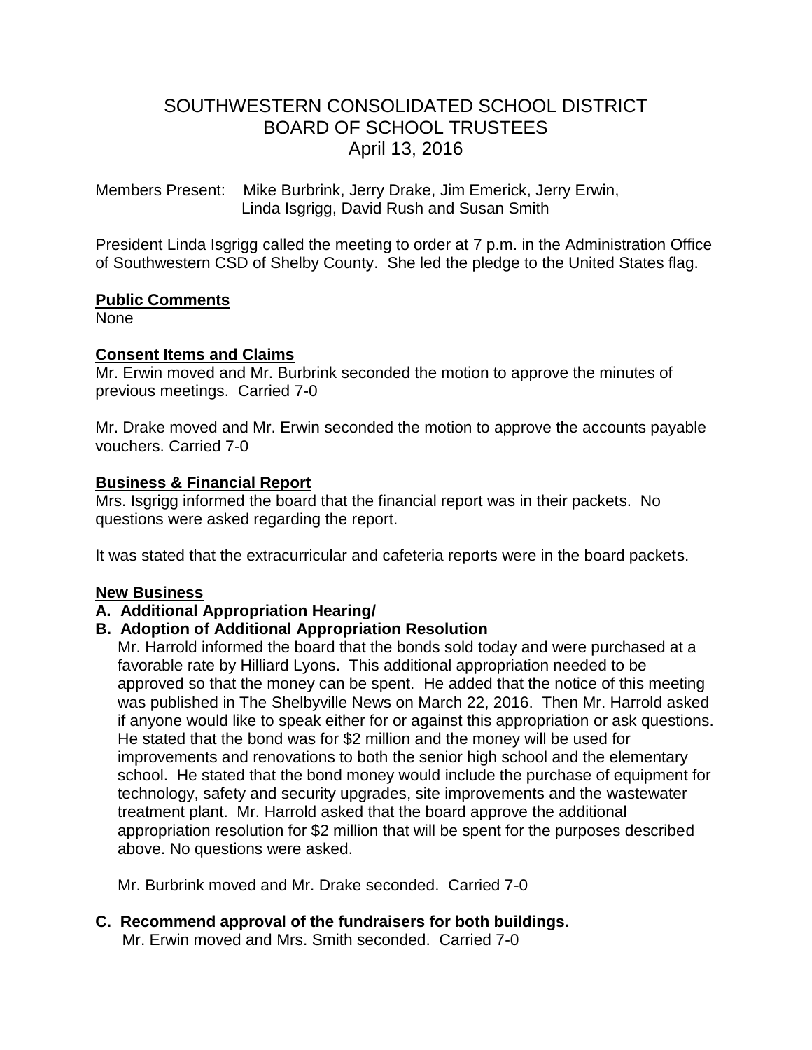# SOUTHWESTERN CONSOLIDATED SCHOOL DISTRICT
# BOARD OF SCHOOL TRUSTEES
# April 13, 2016

Members Present: Mike Burbrink, Jerry Drake, Jim Emerick, Jerry Erwin, Linda Isgrigg, David Rush and Susan Smith

President Linda Isgrigg called the meeting to order at 7 p.m. in the Administration Office of Southwestern CSD of Shelby County. She led the pledge to the United States flag.

**Public Comments**

None

**Consent Items and Claims**

Mr. Erwin moved and Mr. Burbrink seconded the motion to approve the minutes of previous meetings. Carried 7-0

Mr. Drake moved and Mr. Erwin seconded the motion to approve the accounts payable vouchers. Carried 7-0

**Business & Financial Report**

Mrs. Isgrigg informed the board that the financial report was in their packets. No questions were asked regarding the report.

It was stated that the extracurricular and cafeteria reports were in the board packets.

**New Business**

**A. Additional Appropriation Hearing/**

**B. Adoption of Additional Appropriation Resolution**

Mr. Harrold informed the board that the bonds sold today and were purchased at a favorable rate by Hilliard Lyons. This additional appropriation needed to be approved so that the money can be spent. He added that the notice of this meeting was published in The Shelbyville News on March 22, 2016. Then Mr. Harrold asked if anyone would like to speak either for or against this appropriation or ask questions. He stated that the bond was for $2 million and the money will be used for improvements and renovations to both the senior high school and the elementary school. He stated that the bond money would include the purchase of equipment for technology, safety and security upgrades, site improvements and the wastewater treatment plant. Mr. Harrold asked that the board approve the additional appropriation resolution for $2 million that will be spent for the purposes described above. No questions were asked.

Mr. Burbrink moved and Mr. Drake seconded. Carried 7-0

**C. Recommend approval of the fundraisers for both buildings.**

Mr. Erwin moved and Mrs. Smith seconded. Carried 7-0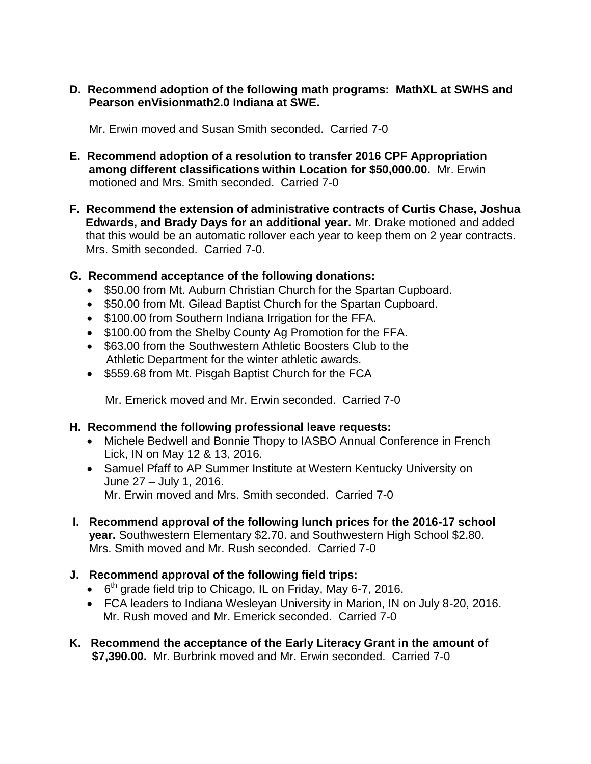**D. Recommend adoption of the following math programs: MathXL at SWHS and Pearson enVisionmath2.0 Indiana at SWE.**

Mr. Erwin moved and Susan Smith seconded. Carried 7-0

**E. Recommend adoption of a resolution to transfer 2016 CPF Appropriation among different classifications within Location for $50,000.00.** Mr. Erwin motioned and Mrs. Smith seconded. Carried 7-0

**F. Recommend the extension of administrative contracts of Curtis Chase, Joshua Edwards, and Brady Days for an additional year.** Mr. Drake motioned and added that this would be an automatic rollover each year to keep them on 2 year contracts. Mrs. Smith seconded. Carried 7-0.

**G. Recommend acceptance of the following donations:**

- $50.00 from Mt. Auburn Christian Church for the Spartan Cupboard.
- $50.00 from Mt. Gilead Baptist Church for the Spartan Cupboard.
- $100.00 from Southern Indiana Irrigation for the FFA.
- $100.00 from the Shelby County Ag Promotion for the FFA.
- $63.00 from the Southwestern Athletic Boosters Club to the Athletic Department for the winter athletic awards.
- $559.68 from Mt. Pisgah Baptist Church for the FCA

Mr. Emerick moved and Mr. Erwin seconded. Carried 7-0

**H. Recommend the following professional leave requests:**

- Michele Bedwell and Bonnie Thopy to IASBO Annual Conference in French Lick, IN on May 12 & 13, 2016.
- Samuel Pfaff to AP Summer Institute at Western Kentucky University on June 27 – July 1, 2016.

Mr. Erwin moved and Mrs. Smith seconded. Carried 7-0

**I. Recommend approval of the following lunch prices for the 2016-17 school year.** Southwestern Elementary $2.70. and Southwestern High School $2.80. Mrs. Smith moved and Mr. Rush seconded. Carried 7-0

**J. Recommend approval of the following field trips:**

- 6th grade field trip to Chicago, IL on Friday, May 6-7, 2016.
- FCA leaders to Indiana Wesleyan University in Marion, IN on July 8-20, 2016.

Mr. Rush moved and Mr. Emerick seconded. Carried 7-0

**K. Recommend the acceptance of the Early Literacy Grant in the amount of $7,390.00.** Mr. Burbrink moved and Mr. Erwin seconded. Carried 7-0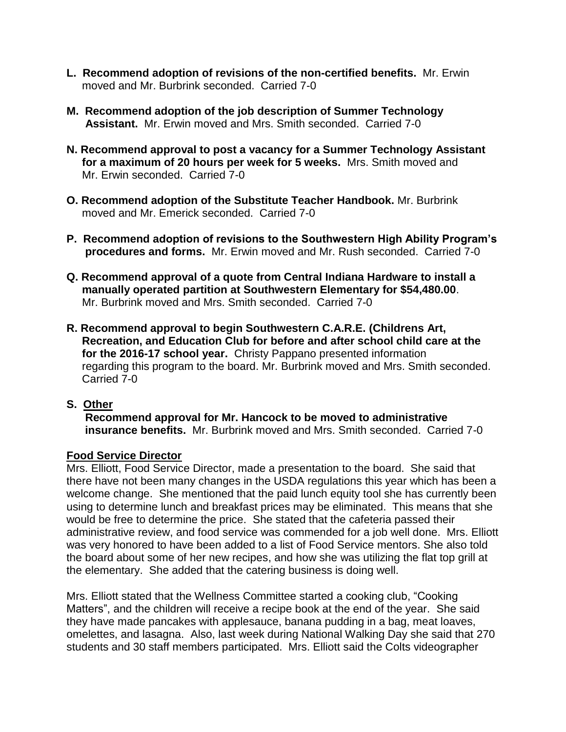**L. Recommend adoption of revisions of the non-certified benefits.** Mr. Erwin moved and Mr. Burbrink seconded. Carried 7-0

**M. Recommend adoption of the job description of Summer Technology Assistant.** Mr. Erwin moved and Mrs. Smith seconded. Carried 7-0

**N. Recommend approval to post a vacancy for a Summer Technology Assistant for a maximum of 20 hours per week for 5 weeks.** Mrs. Smith moved and Mr. Erwin seconded. Carried 7-0

**O. Recommend adoption of the Substitute Teacher Handbook.** Mr. Burbrink moved and Mr. Emerick seconded. Carried 7-0

**P. Recommend adoption of revisions to the Southwestern High Ability Program's procedures and forms.** Mr. Erwin moved and Mr. Rush seconded. Carried 7-0

**Q. Recommend approval of a quote from Central Indiana Hardware to install a manually operated partition at Southwestern Elementary for $54,480.00**. Mr. Burbrink moved and Mrs. Smith seconded. Carried 7-0

**R. Recommend approval to begin Southwestern C.A.R.E. (Childrens Art, Recreation, and Education Club for before and after school child care at the for the 2016-17 school year.** Christy Pappano presented information regarding this program to the board. Mr. Burbrink moved and Mrs. Smith seconded. Carried 7-0

**S. <u>Other</u>**

**Recommend approval for Mr. Hancock to be moved to administrative insurance benefits.** Mr. Burbrink moved and Mrs. Smith seconded. Carried 7-0

**<u>Food Service Director</u>**

Mrs. Elliott, Food Service Director, made a presentation to the board. She said that there have not been many changes in the USDA regulations this year which has been a welcome change. She mentioned that the paid lunch equity tool she has currently been using to determine lunch and breakfast prices may be eliminated. This means that she would be free to determine the price. She stated that the cafeteria passed their administrative review, and food service was commended for a job well done. Mrs. Elliott was very honored to have been added to a list of Food Service mentors. She also told the board about some of her new recipes, and how she was utilizing the flat top grill at the elementary. She added that the catering business is doing well.

Mrs. Elliott stated that the Wellness Committee started a cooking club, "Cooking Matters", and the children will receive a recipe book at the end of the year. She said they have made pancakes with applesauce, banana pudding in a bag, meat loaves, omelettes, and lasagna. Also, last week during National Walking Day she said that 270 students and 30 staff members participated. Mrs. Elliott said the Colts videographer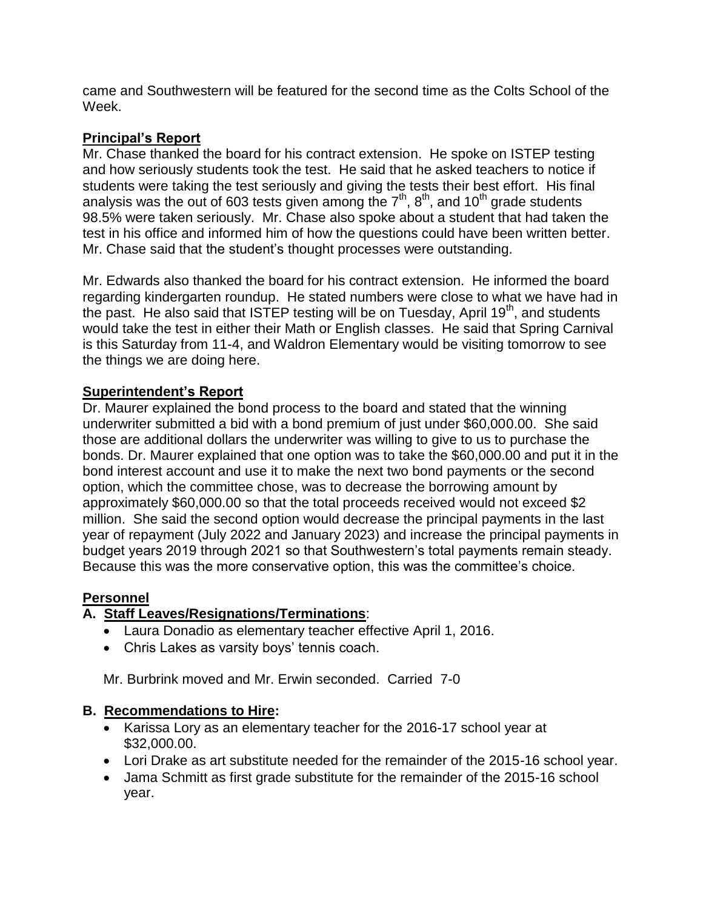came and Southwestern will be featured for the second time as the Colts School of the Week.

**Principal's Report**

Mr. Chase thanked the board for his contract extension. He spoke on ISTEP testing and how seriously students took the test. He said that he asked teachers to notice if students were taking the test seriously and giving the tests their best effort. His final analysis was the out of 603 tests given among the 7th, 8th, and 10th grade students 98.5% were taken seriously. Mr. Chase also spoke about a student that had taken the test in his office and informed him of how the questions could have been written better. Mr. Chase said that the student's thought processes were outstanding.

Mr. Edwards also thanked the board for his contract extension. He informed the board regarding kindergarten roundup. He stated numbers were close to what we have had in the past. He also said that ISTEP testing will be on Tuesday, April 19th, and students would take the test in either their Math or English classes. He said that Spring Carnival is this Saturday from 11-4, and Waldron Elementary would be visiting tomorrow to see the things we are doing here.

**Superintendent's Report**

Dr. Maurer explained the bond process to the board and stated that the winning underwriter submitted a bid with a bond premium of just under $60,000.00. She said those are additional dollars the underwriter was willing to give to us to purchase the bonds. Dr. Maurer explained that one option was to take the $60,000.00 and put it in the bond interest account and use it to make the next two bond payments or the second option, which the committee chose, was to decrease the borrowing amount by approximately $60,000.00 so that the total proceeds received would not exceed $2 million. She said the second option would decrease the principal payments in the last year of repayment (July 2022 and January 2023) and increase the principal payments in budget years 2019 through 2021 so that Southwestern's total payments remain steady. Because this was the more conservative option, this was the committee's choice.

**Personnel**

**A. Staff Leaves/Resignations/Terminations**:

- Laura Donadio as elementary teacher effective April 1, 2016.
- Chris Lakes as varsity boys' tennis coach.

Mr. Burbrink moved and Mr. Erwin seconded. Carried 7-0

**B. Recommendations to Hire:**

- Karissa Lory as an elementary teacher for the 2016-17 school year at $32,000.00.
- Lori Drake as art substitute needed for the remainder of the 2015-16 school year.
- Jama Schmitt as first grade substitute for the remainder of the 2015-16 school year.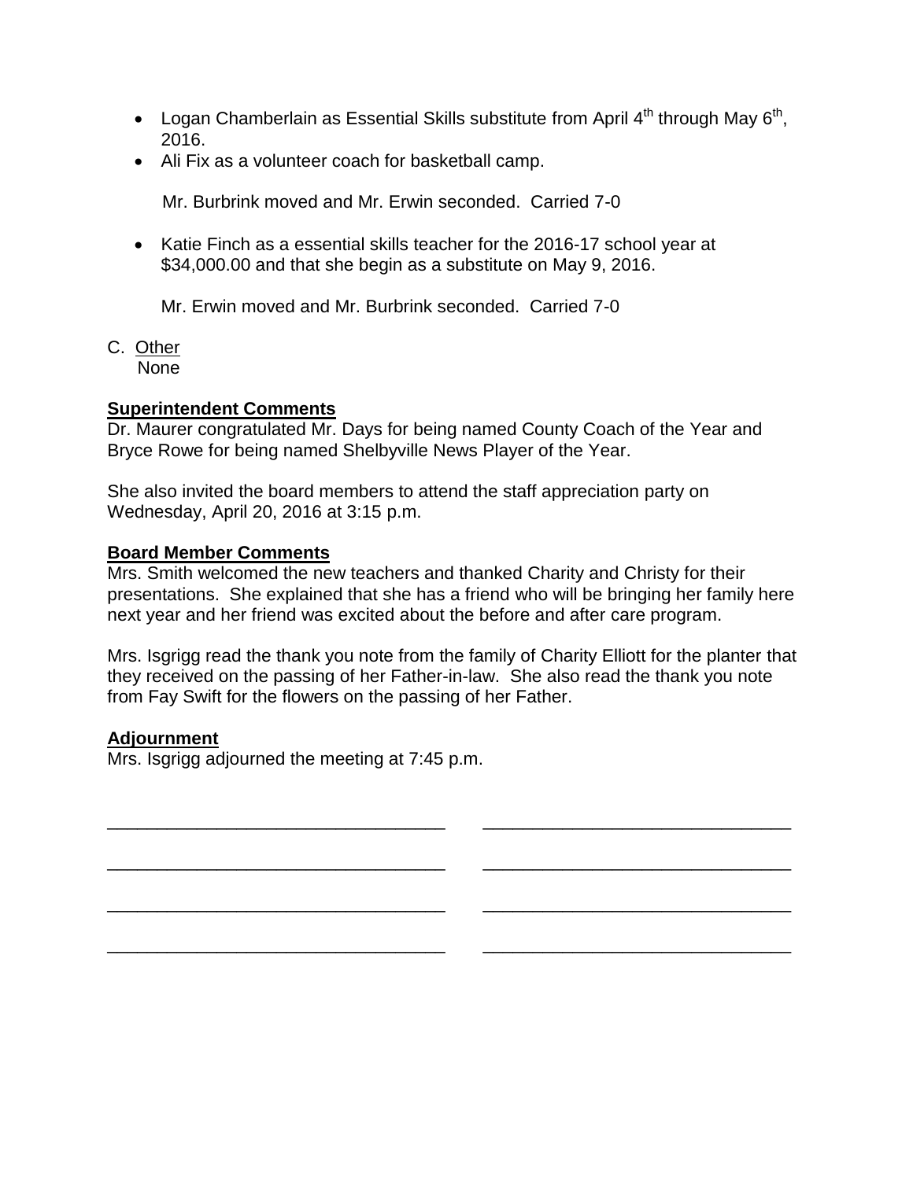- Logan Chamberlain as Essential Skills substitute from April 4th through May 6th, 2016.
- Ali Fix as a volunteer coach for basketball camp.

  Mr. Burbrink moved and Mr. Erwin seconded. Carried 7-0

- Katie Finch as a essential skills teacher for the 2016-17 school year at $34,000.00 and that she begin as a substitute on May 9, 2016.

  Mr. Erwin moved and Mr. Burbrink seconded. Carried 7-0

C. Other
None

**Superintendent Comments**
Dr. Maurer congratulated Mr. Days for being named County Coach of the Year and Bryce Rowe for being named Shelbyville News Player of the Year.

She also invited the board members to attend the staff appreciation party on Wednesday, April 20, 2016 at 3:15 p.m.

**Board Member Comments**
Mrs. Smith welcomed the new teachers and thanked Charity and Christy for their presentations. She explained that she has a friend who will be bringing her family here next year and her friend was excited about the before and after care program.

Mrs. Isgrigg read the thank you note from the family of Charity Elliott for the planter that they received on the passing of her Father-in-law. She also read the thank you note from Fay Swift for the flowers on the passing of her Father.

**Adjournment**
Mrs. Isgrigg adjourned the meeting at 7:45 p.m.

_________________________________ _______________________________

_________________________________ _______________________________

_________________________________ _______________________________

_________________________________ _______________________________